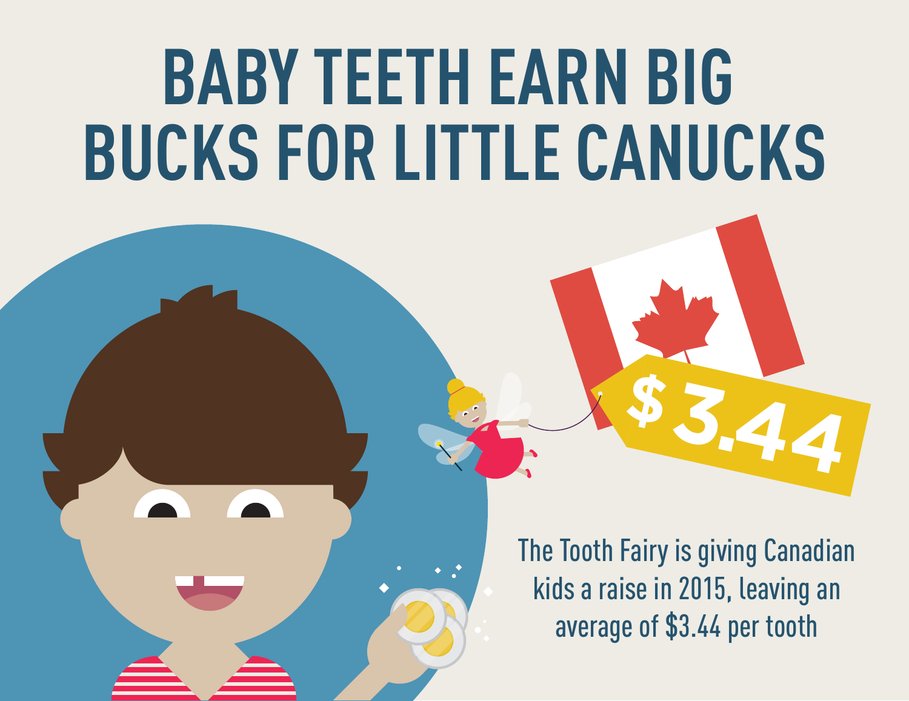# BABY TEETH EARN BIG BUCKS FOR LITTLE CANUCKS

$3.44

The Tooth Fairy is giving Canadian kids a raise in 2015, leaving an average of $3.44 per tooth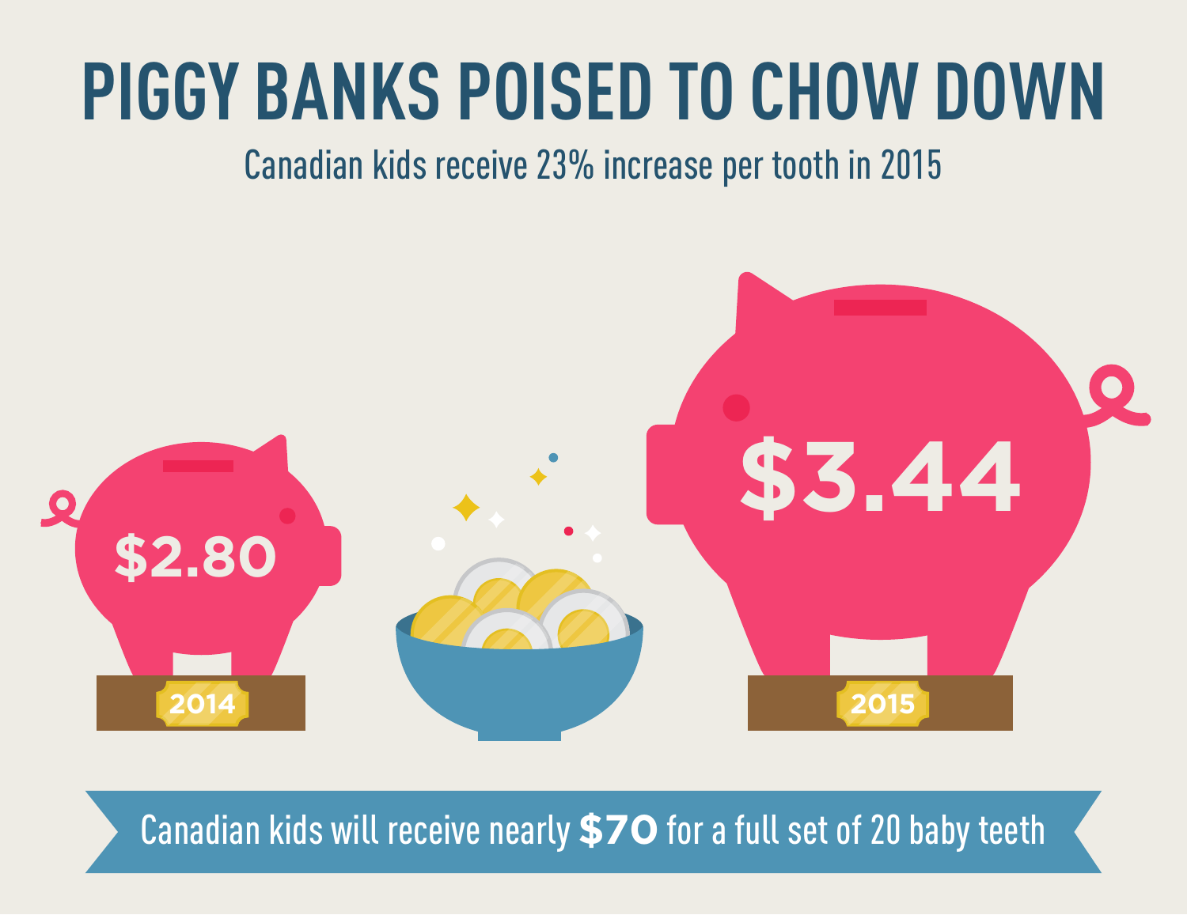# PIGGY BANKS POISED TO CHOW DOWN

Canadian kids receive 23% increase per tooth in 2015

$2.80

2014

$3.44

2015

Canadian kids will receive nearly **$70** for a full set of 20 baby teeth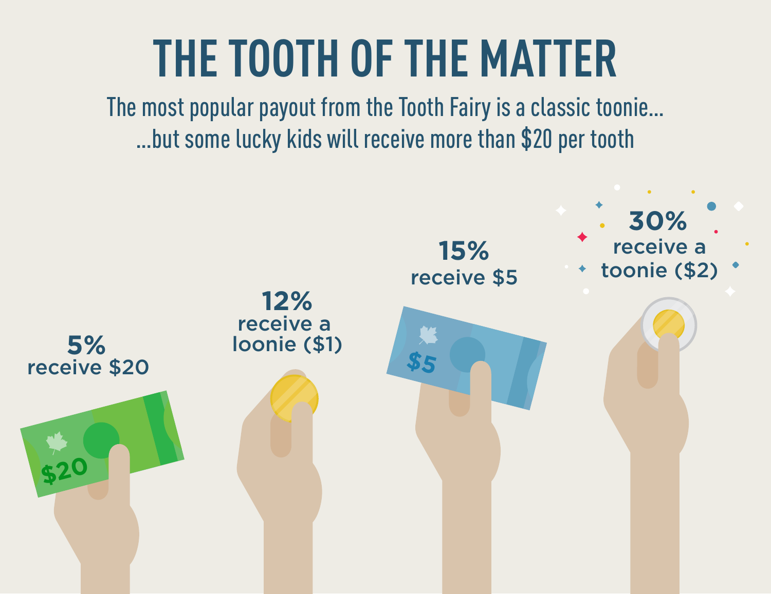# THE TOOTH OF THE MATTER

The most popular payout from the Tooth Fairy is a classic toonie...
...but some lucky kids will receive more than $20 per tooth

**5%**
receive $20

**12%**
receive a loonie ($1)

**15%**
receive $5

**30%**
receive a toonie ($2)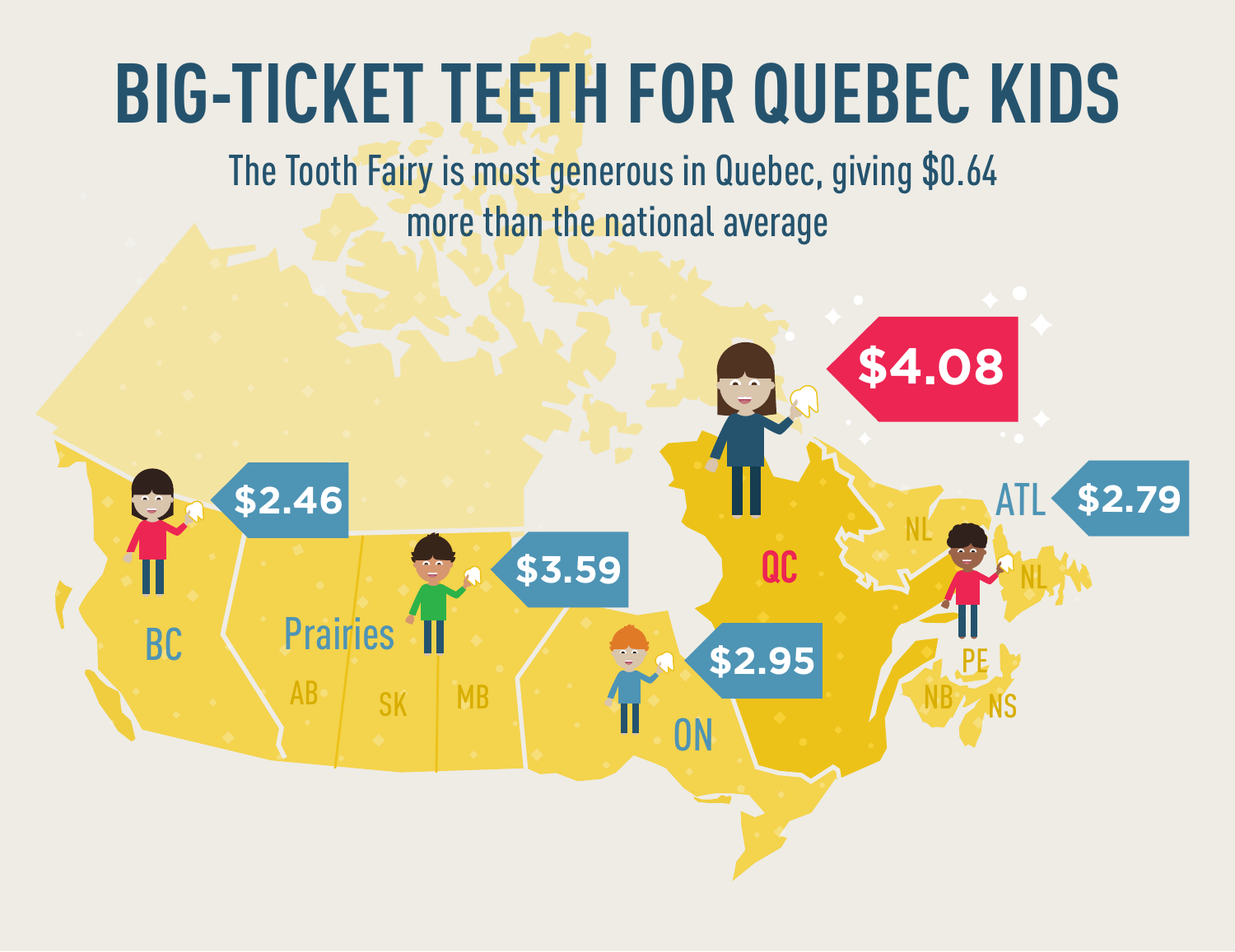# BIG-TICKET TEETH FOR QUEBEC KIDS

The Tooth Fairy is most generous in Quebec, giving $0.64 more than the national average

BC $2.46

Prairies $3.59

AB SK MB

ON $2.95

QC $4.08

ATL $2.79

NL NL PE NB NS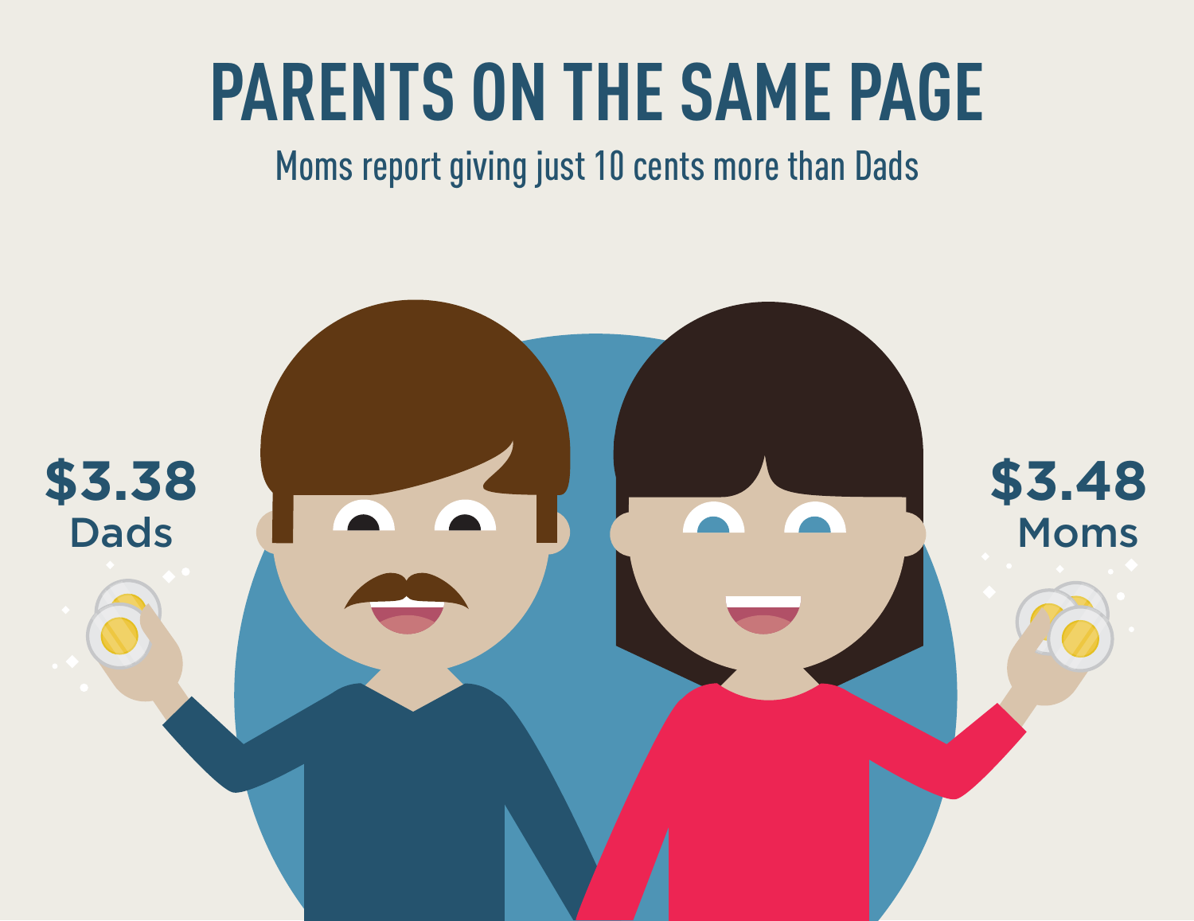# PARENTS ON THE SAME PAGE

Moms report giving just 10 cents more than Dads

**$3.38**
Dads

**$3.48**
Moms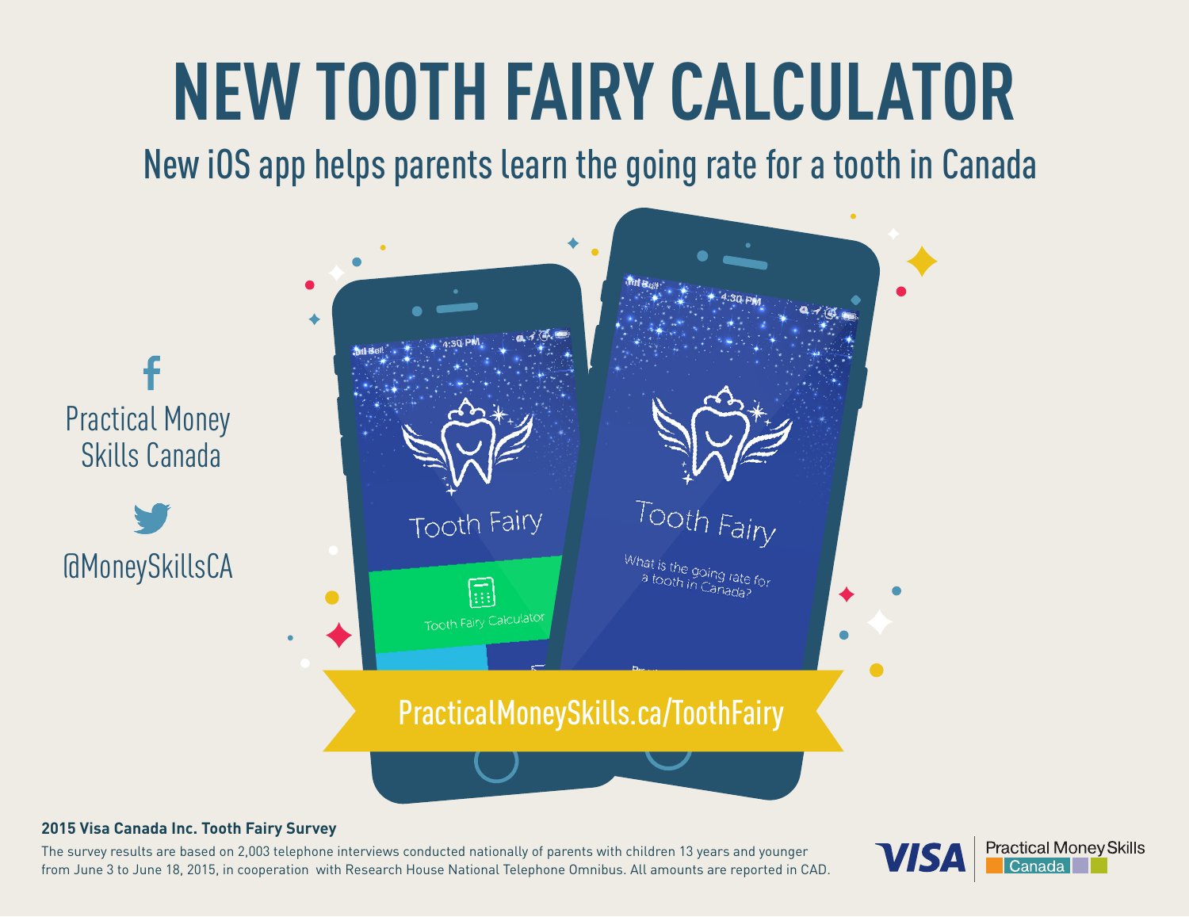# NEW TOOTH FAIRY CALCULATOR

## New iOS app helps parents learn the going rate for a tooth in Canada

Practical Money Skills Canada

@MoneySkillsCA

PracticalMoneySkills.ca/ToothFairy

**2015 Visa Canada Inc. Tooth Fairy Survey**

The survey results are based on 2,003 telephone interviews conducted nationally of parents with children 13 years and younger from June 3 to June 18, 2015, in cooperation with Research House National Telephone Omnibus. All amounts are reported in CAD.

VISA | Practical Money Skills Canada